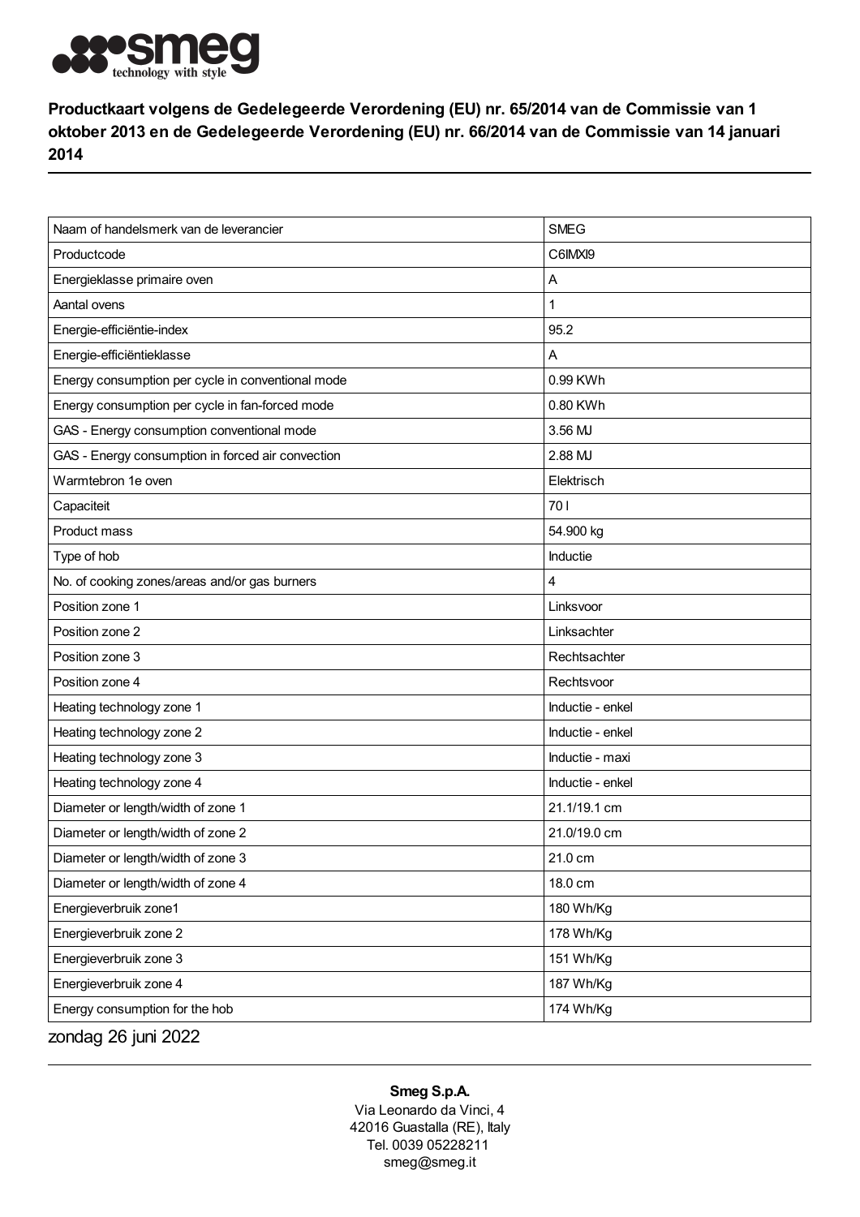smeg technology with style

**Productkaart volgens de Gedelegeerde Verordening (EU) nr. 65/2014 van de Commissie van 1 oktober 2013 en de Gedelegeerde Verordening (EU) nr. 66/2014 van de Commissie van 14 januari 2014**

| Naam of handelsmerk van de leverancier | SMEG |
|---|---|
| Productcode | C6IMXI9 |
| Energieklasse primaire oven | A |
| Aantal ovens | 1 |
| Energie-efficiëntie-index | 95.2 |
| Energie-efficiëntieklasse | A |
| Energy consumption per cycle in conventional mode | 0.99 KWh |
| Energy consumption per cycle in fan-forced mode | 0.80 KWh |
| GAS - Energy consumption conventional mode | 3.56 MJ |
| GAS - Energy consumption in forced air convection | 2.88 MJ |
| Warmtebron 1e oven | Elektrisch |
| Capaciteit | 70 l |
| Product mass | 54.900 kg |
| Type of hob | Inductie |
| No. of cooking zones/areas and/or gas burners | 4 |
| Position zone 1 | Linksvoor |
| Position zone 2 | Linksachter |
| Position zone 3 | Rechtsachter |
| Position zone 4 | Rechtsvoor |
| Heating technology zone 1 | Inductie - enkel |
| Heating technology zone 2 | Inductie - enkel |
| Heating technology zone 3 | Inductie - maxi |
| Heating technology zone 4 | Inductie - enkel |
| Diameter or length/width of zone 1 | 21.1/19.1 cm |
| Diameter or length/width of zone 2 | 21.0/19.0 cm |
| Diameter or length/width of zone 3 | 21.0 cm |
| Diameter or length/width of zone 4 | 18.0 cm |
| Energieverbruik zone1 | 180 Wh/Kg |
| Energieverbruik zone 2 | 178 Wh/Kg |
| Energieverbruik zone 3 | 151 Wh/Kg |
| Energieverbruik zone 4 | 187 Wh/Kg |
| Energy consumption for the hob | 174 Wh/Kg |

zondag 26 juni 2022

**Smeg S.p.A.**
Via Leonardo da Vinci, 4
42016 Guastalla (RE), Italy
Tel. 0039 05228211
smeg@smeg.it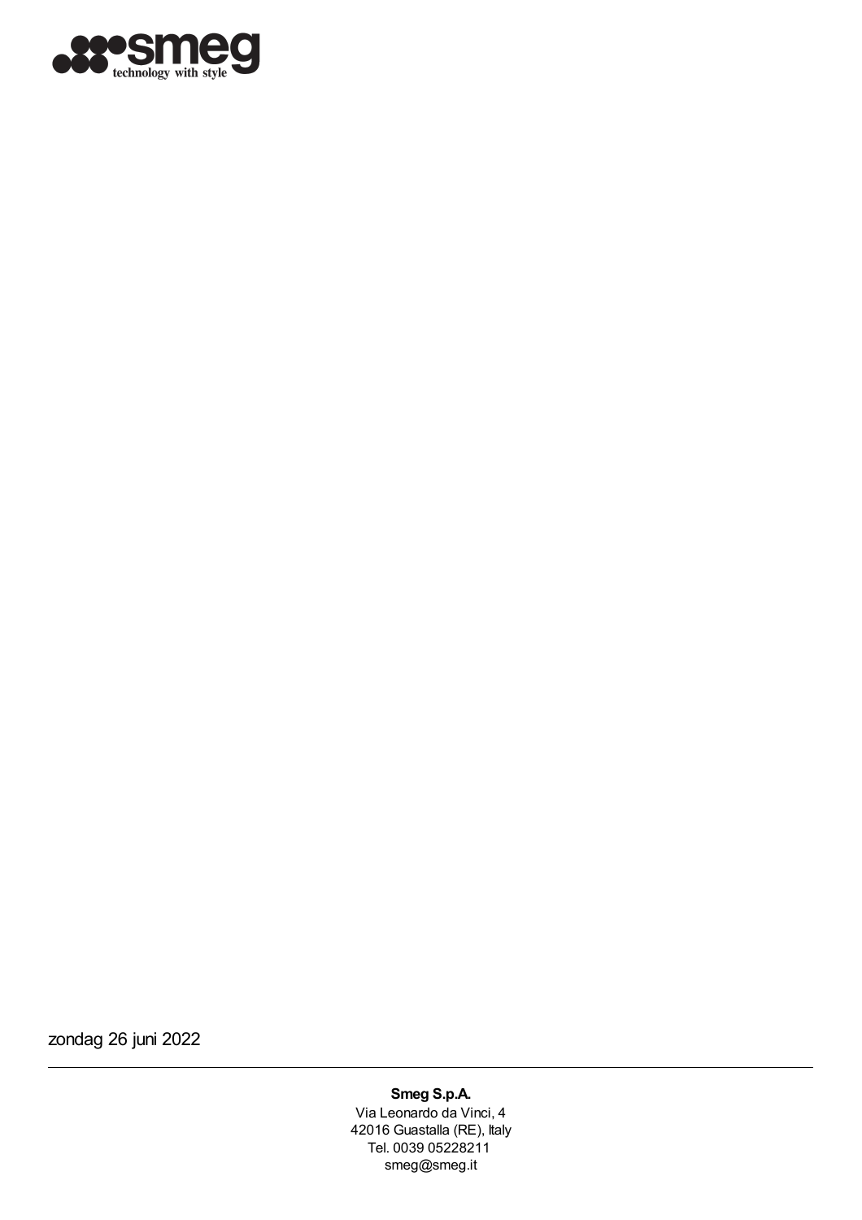zondag 26 juni 2022

**Smeg S.p.A.**
Via Leonardo da Vinci, 4
42016 Guastalla (RE), Italy
Tel. 0039 05228211
smeg@smeg.it